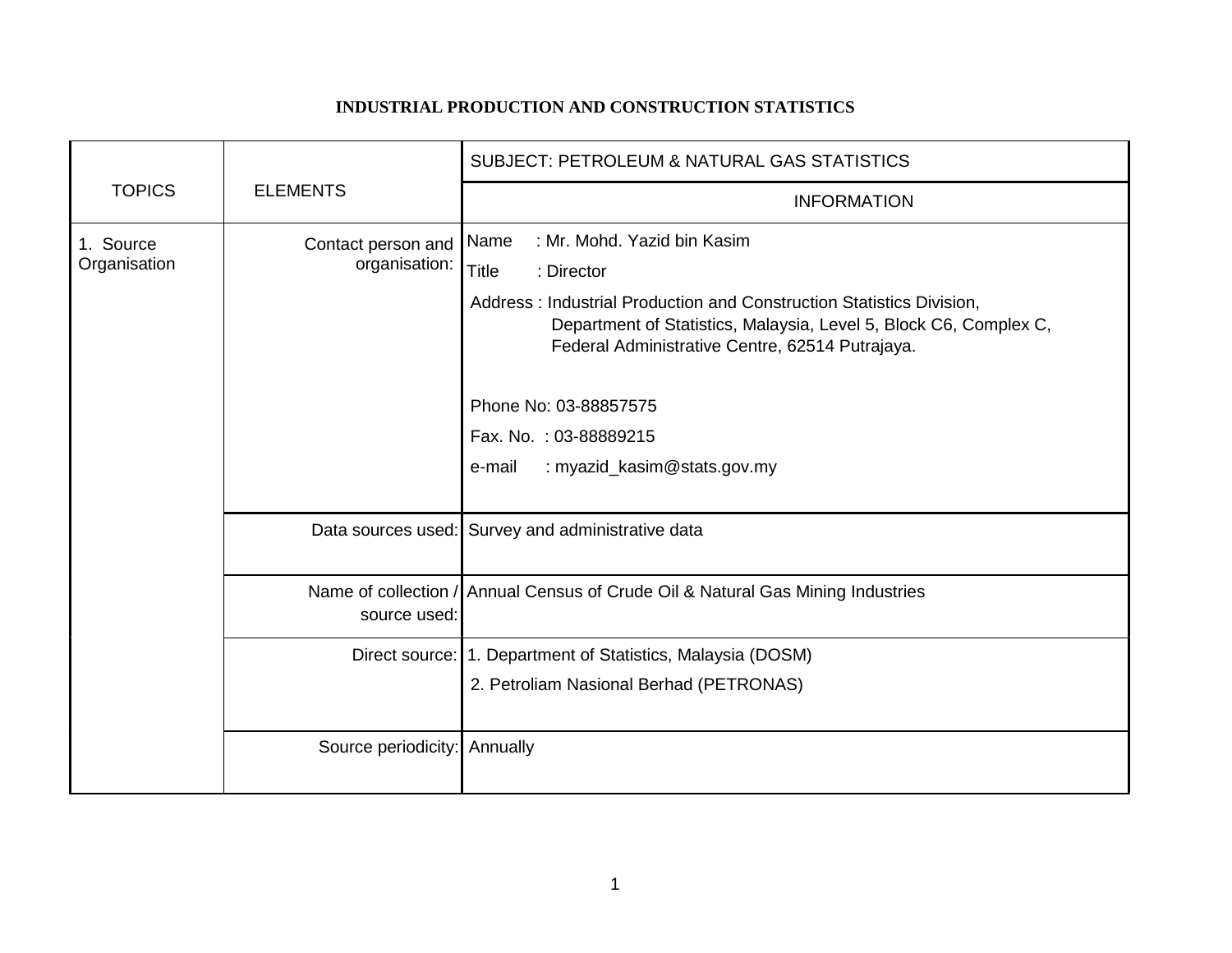# INDUSTRIAL PRODUCTION AND CONSTRUCTION STATISTICS

| TOPICS | ELEMENTS | SUBJECT: PETROLEUM & NATURAL GAS STATISTICS |
|---|---|---|
| | | INFORMATION |
| 1. Source Organisation | Contact person and organisation: | Name : Mr. Mohd. Yazid bin Kasim<br>Title : Director<br>Address : Industrial Production and Construction Statistics Division, Department of Statistics, Malaysia, Level 5, Block C6, Complex C, Federal Administrative Centre, 62514 Putrajaya.<br><br>Phone No: 03-88857575<br>Fax. No. : 03-88889215<br>e-mail : myazid_kasim@stats.gov.my |
| | Data sources used: | Survey and administrative data |
| | Name of collection / source used: | Annual Census of Crude Oil & Natural Gas Mining Industries |
| | Direct source: | 1. Department of Statistics, Malaysia (DOSM)<br>2. Petroliam Nasional Berhad (PETRONAS) |
| | Source periodicity: | Annually |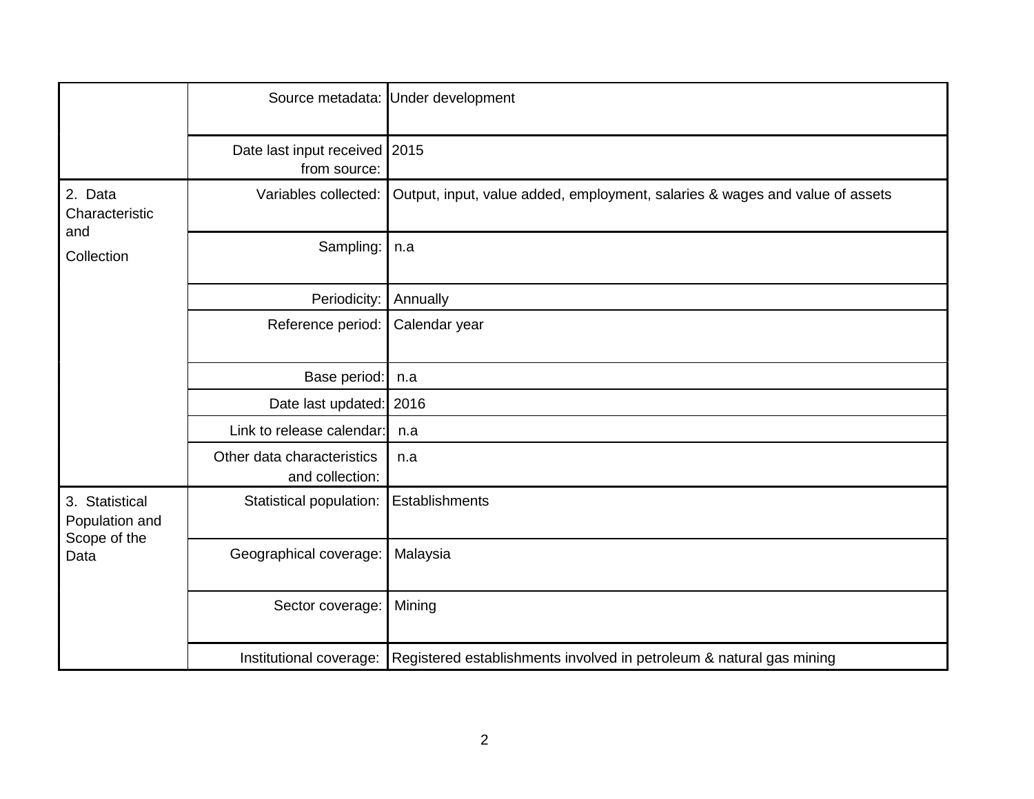| | | |
|---|---|---|
| | Source metadata: | Under development |
| | Date last input received from source: | 2015 |
| 2. Data Characteristic and Collection | Variables collected: | Output, input, value added, employment, salaries & wages and value of assets |
| | Sampling: | n.a |
| | Periodicity: | Annually |
| | Reference period: | Calendar year |
| | Base period: | n.a |
| | Date last updated: | 2016 |
| | Link to release calendar: | n.a |
| | Other data characteristics and collection: | n.a |
| 3. Statistical Population and Scope of the Data | Statistical population: | Establishments |
| | Geographical coverage: | Malaysia |
| | Sector coverage: | Mining |
| | Institutional coverage: | Registered establishments involved in petroleum & natural gas mining |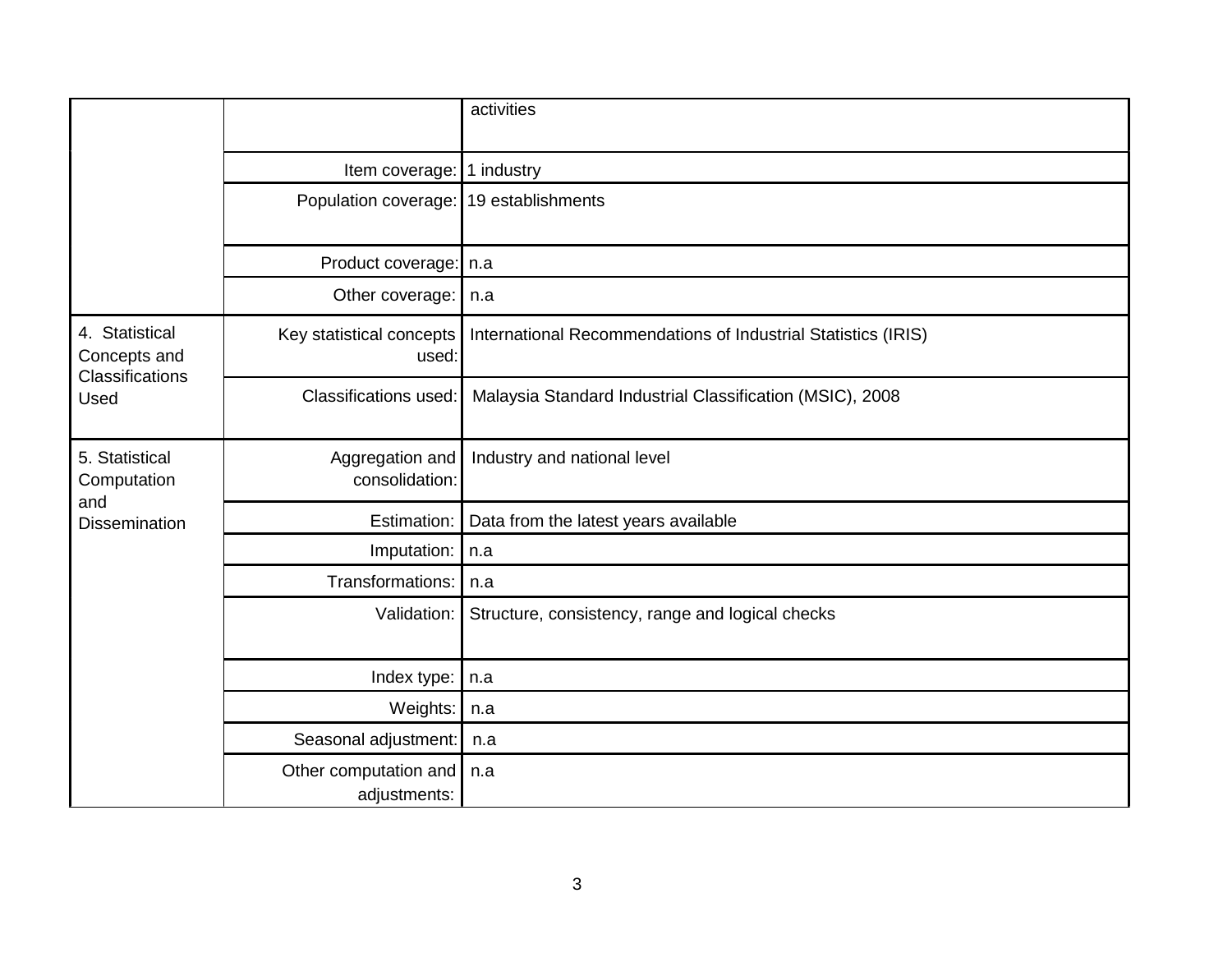| | | |
|---|---|---|
| | | activities |
| | Item coverage: | 1 industry |
| | Population coverage: | 19 establishments |
| | Product coverage: | n.a |
| | Other coverage: | n.a |
| 4. Statistical Concepts and Classifications Used | Key statistical concepts used: | International Recommendations of Industrial Statistics (IRIS) |
| | Classifications used: | Malaysia Standard Industrial Classification (MSIC), 2008 |
| 5. Statistical Computation and Dissemination | Aggregation and consolidation: | Industry and national level |
| | Estimation: | Data from the latest years available |
| | Imputation: | n.a |
| | Transformations: | n.a |
| | Validation: | Structure, consistency, range and logical checks |
| | Index type: | n.a |
| | Weights: | n.a |
| | Seasonal adjustment: | n.a |
| | Other computation and adjustments: | n.a |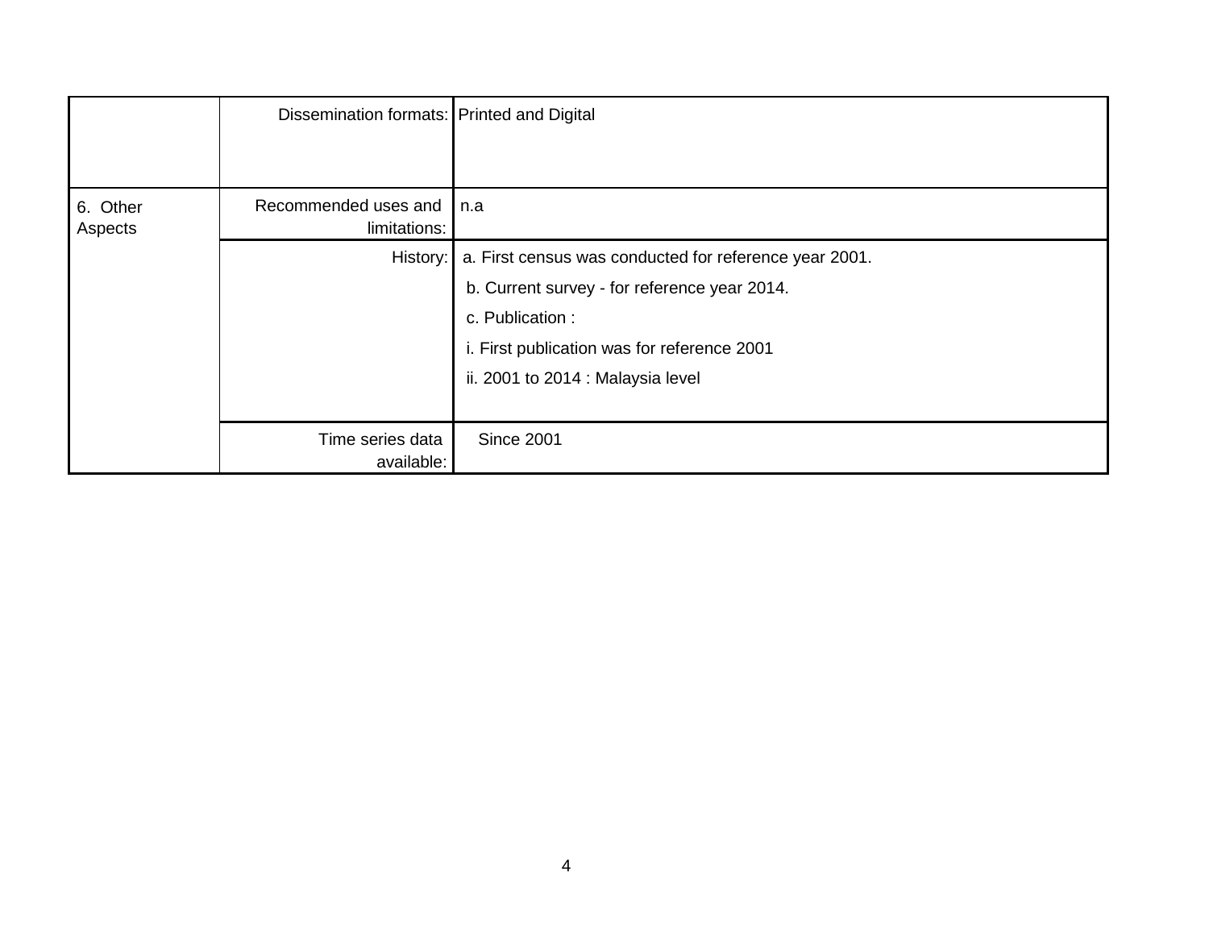| | | |
|---|---|---|
| | Dissemination formats: | Printed and Digital |
| 6. Other Aspects | Recommended uses and limitations: | n.a |
| | History: | a. First census was conducted for reference year 2001.<br>b. Current survey - for reference year 2014.<br>c. Publication :<br>i. First publication was for reference 2001<br>ii. 2001 to 2014 : Malaysia level |
| | Time series data available: | Since 2001 |